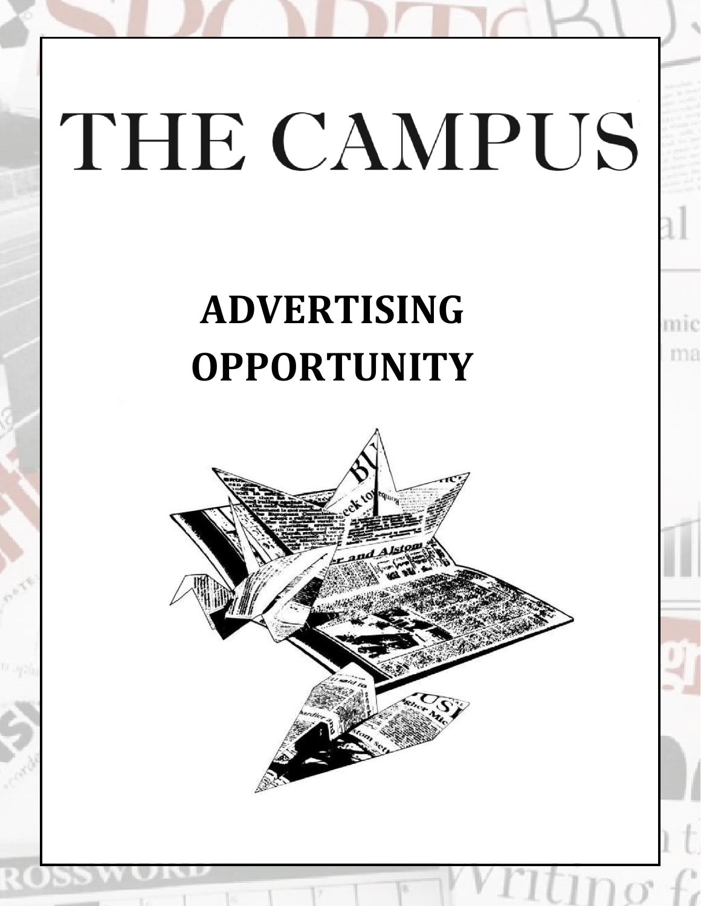# THE CAMPUS

## ADVERTISING OPPORTUNITY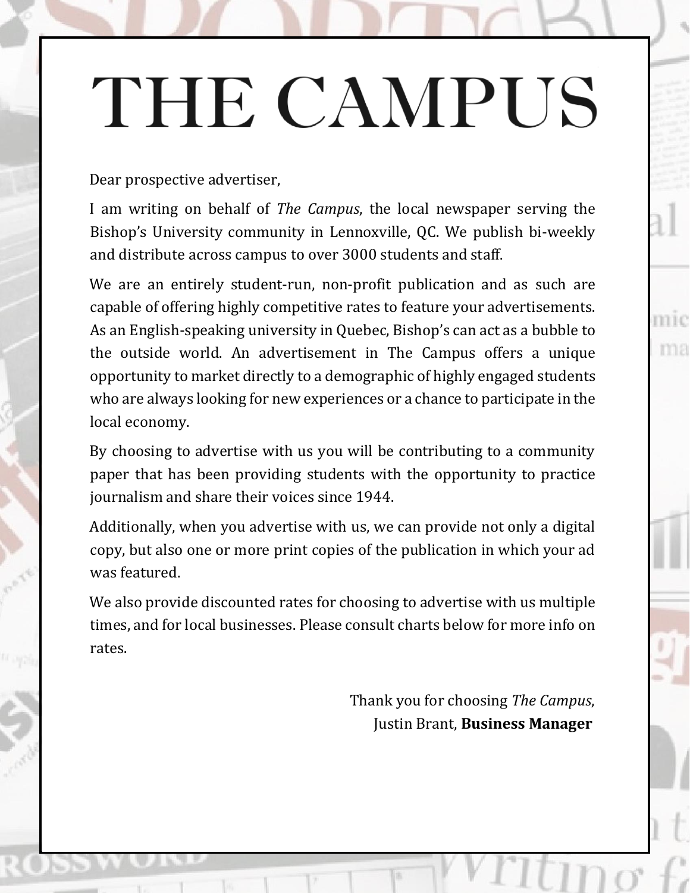# THE CAMPUS

Dear prospective advertiser,

I am writing on behalf of *The Campus*, the local newspaper serving the Bishop's University community in Lennoxville, QC. We publish bi-weekly and distribute across campus to over 3000 students and staff.

We are an entirely student-run, non-profit publication and as such are capable of offering highly competitive rates to feature your advertisements. As an English-speaking university in Quebec, Bishop's can act as a bubble to the outside world. An advertisement in The Campus offers a unique opportunity to market directly to a demographic of highly engaged students who are always looking for new experiences or a chance to participate in the local economy.

By choosing to advertise with us you will be contributing to a community paper that has been providing students with the opportunity to practice journalism and share their voices since 1944.

Additionally, when you advertise with us, we can provide not only a digital copy, but also one or more print copies of the publication in which your ad was featured.

We also provide discounted rates for choosing to advertise with us multiple times, and for local businesses. Please consult charts below for more info on rates.

Thank you for choosing *The Campus*,
Justin Brant, **Business Manager**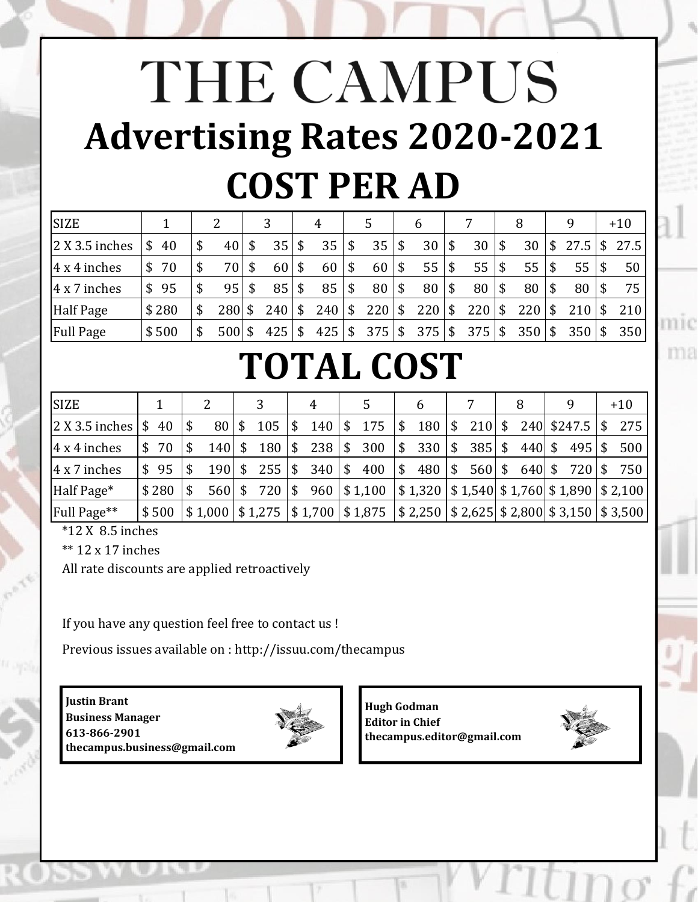# THE CAMPUS

# Advertising Rates 2020-2021

## COST PER AD

| SIZE | 1 | 2 | 3 | 4 | 5 | 6 | 7 | 8 | 9 | +10 |
|---|---|---|---|---|---|---|---|---|---|---|
| 2 X 3.5 inches | $ 40 | $ 40 | $ 35 | $ 35 | $ 35 | $ 30 | $ 30 | $ 30 | $ 27.5 | $ 27.5 |
| 4 x 4 inches | $ 70 | $ 70 | $ 60 | $ 60 | $ 60 | $ 55 | $ 55 | $ 55 | $ 55 | $ 50 |
| 4 x 7 inches | $ 95 | $ 95 | $ 85 | $ 85 | $ 80 | $ 80 | $ 80 | $ 80 | $ 80 | $ 75 |
| Half Page | $ 280 | $ 280 | $ 240 | $ 240 | $ 220 | $ 220 | $ 220 | $ 220 | $ 210 | $ 210 |
| Full Page | $ 500 | $ 500 | $ 425 | $ 425 | $ 375 | $ 375 | $ 375 | $ 350 | $ 350 | $ 350 |

## TOTAL COST

| SIZE | 1 | 2 | 3 | 4 | 5 | 6 | 7 | 8 | 9 | +10 |
|---|---|---|---|---|---|---|---|---|---|---|
| 2 X 3.5 inches | $ 40 | $ 80 | $ 105 | $ 140 | $ 175 | $ 180 | $ 210 | $ 240 | $247.5 | $ 275 |
| 4 x 4 inches | $ 70 | $ 140 | $ 180 | $ 238 | $ 300 | $ 330 | $ 385 | $ 440 | $ 495 | $ 500 |
| 4 x 7 inches | $ 95 | $ 190 | $ 255 | $ 340 | $ 400 | $ 480 | $ 560 | $ 640 | $ 720 | $ 750 |
| Half Page* | $ 280 | $ 560 | $ 720 | $ 960 | $ 1,100 | $ 1,320 | $ 1,540 | $ 1,760 | $ 1,890 | $ 2,100 |
| Full Page** | $ 500 | $ 1,000 | $ 1,275 | $ 1,700 | $ 1,875 | $ 2,250 | $ 2,625 | $ 2,800 | $ 3,150 | $ 3,500 |

*12 X 8.5 inches

** 12 x 17 inches

All rate discounts are applied retroactively

If you have any question feel free to contact us !

Previous issues available on : http://issuu.com/thecampus

**Justin Brant**
**Business Manager**
**613-866-2901**
**thecampus.business@gmail.com**

**Hugh Godman**
**Editor in Chief**
**thecampus.editor@gmail.com**